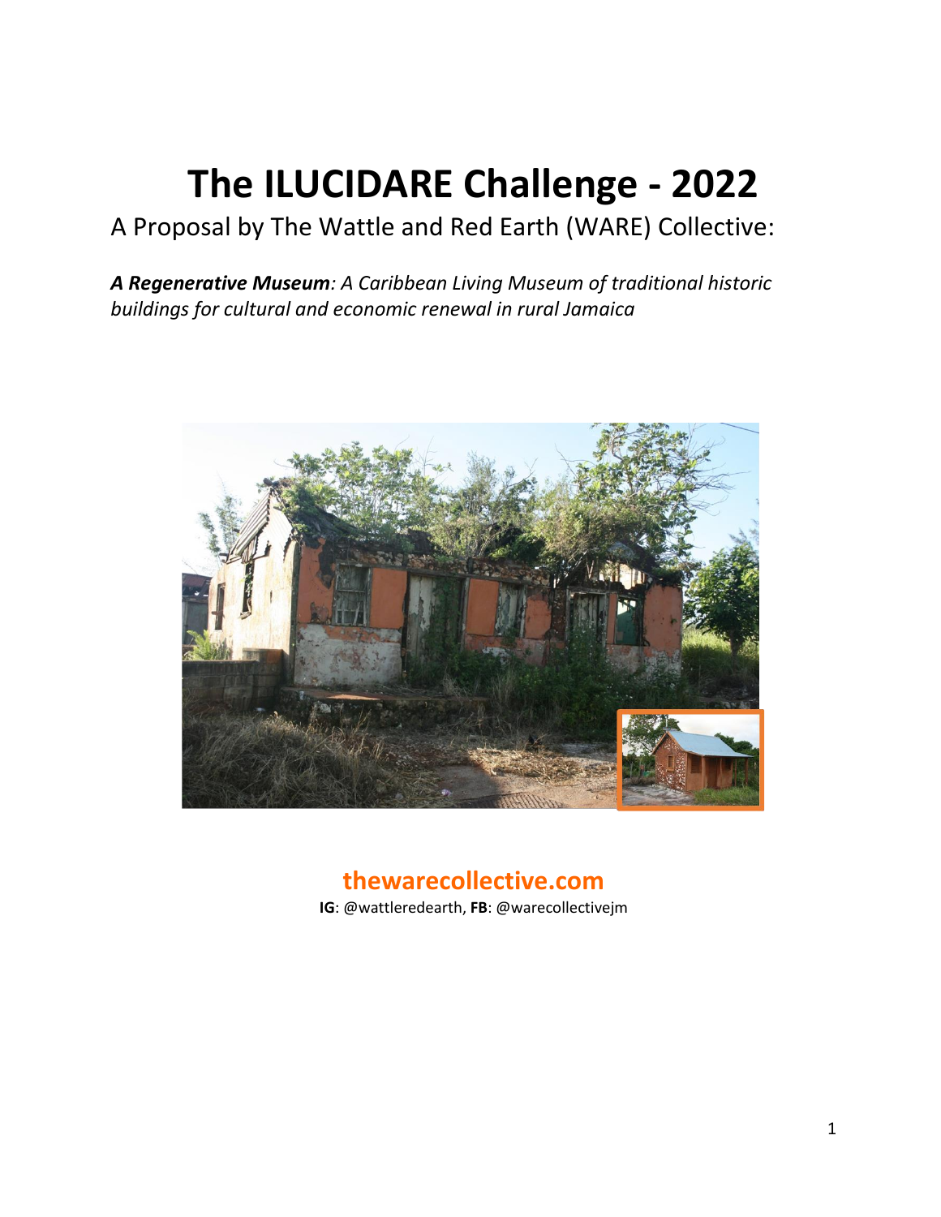# The ILUCIDARE Challenge - 2022

A Proposal by The Wattle and Red Earth (WARE) Collective:

***A Regenerative Museum**: A Caribbean Living Museum of traditional historic buildings for cultural and economic renewal in rural Jamaica*

**thewarecollective.com**

**IG**: @wattleredearth, **FB**: @warecollectivejm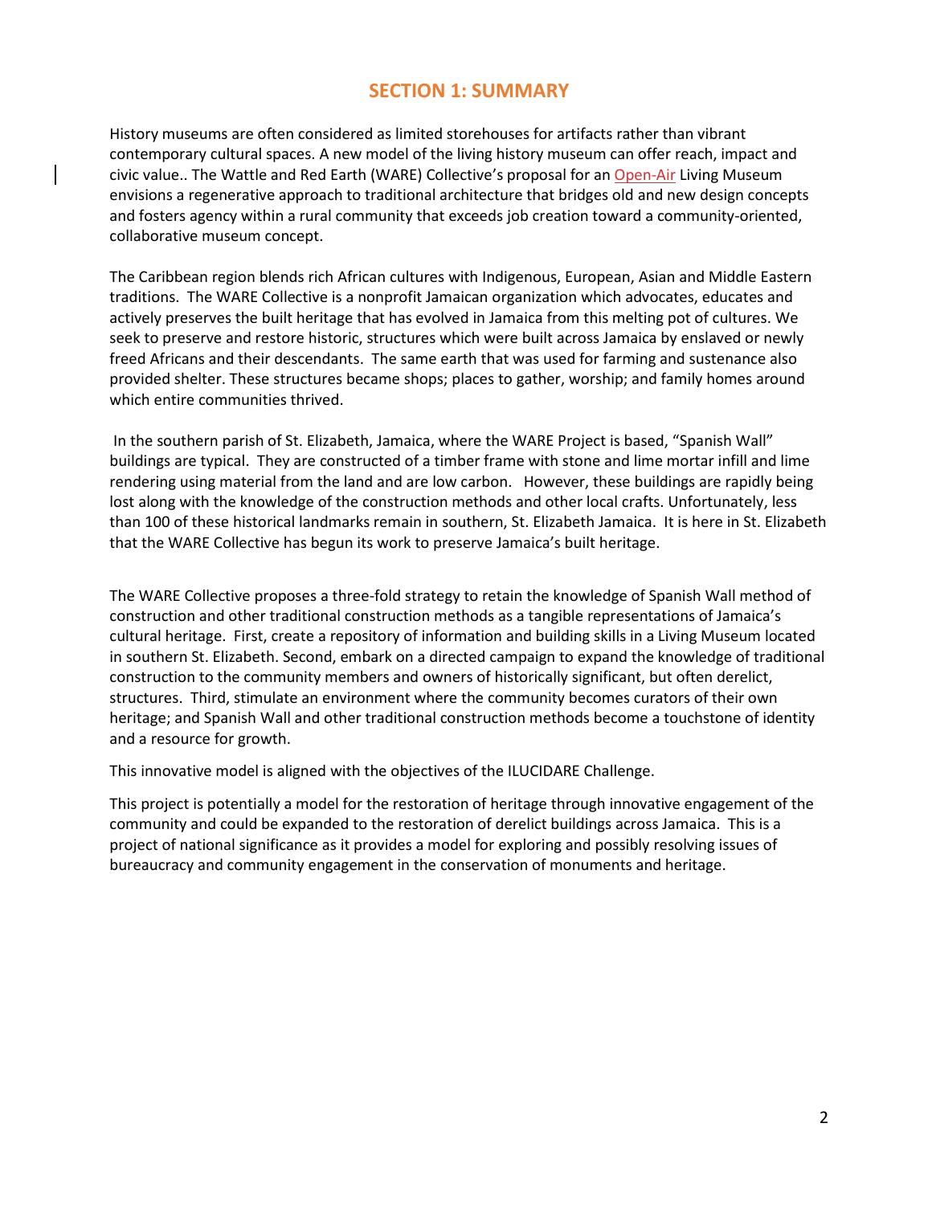## SECTION 1: SUMMARY

History museums are often considered as limited storehouses for artifacts rather than vibrant contemporary cultural spaces. A new model of the living history museum can offer reach, impact and civic value.. The Wattle and Red Earth (WARE) Collective's proposal for an Open-Air Living Museum envisions a regenerative approach to traditional architecture that bridges old and new design concepts and fosters agency within a rural community that exceeds job creation toward a community-oriented, collaborative museum concept.

The Caribbean region blends rich African cultures with Indigenous, European, Asian and Middle Eastern traditions. The WARE Collective is a nonprofit Jamaican organization which advocates, educates and actively preserves the built heritage that has evolved in Jamaica from this melting pot of cultures. We seek to preserve and restore historic, structures which were built across Jamaica by enslaved or newly freed Africans and their descendants. The same earth that was used for farming and sustenance also provided shelter. These structures became shops; places to gather, worship; and family homes around which entire communities thrived.

In the southern parish of St. Elizabeth, Jamaica, where the WARE Project is based, "Spanish Wall" buildings are typical. They are constructed of a timber frame with stone and lime mortar infill and lime rendering using material from the land and are low carbon. However, these buildings are rapidly being lost along with the knowledge of the construction methods and other local crafts. Unfortunately, less than 100 of these historical landmarks remain in southern, St. Elizabeth Jamaica. It is here in St. Elizabeth that the WARE Collective has begun its work to preserve Jamaica's built heritage.

The WARE Collective proposes a three-fold strategy to retain the knowledge of Spanish Wall method of construction and other traditional construction methods as a tangible representations of Jamaica's cultural heritage. First, create a repository of information and building skills in a Living Museum located in southern St. Elizabeth. Second, embark on a directed campaign to expand the knowledge of traditional construction to the community members and owners of historically significant, but often derelict, structures. Third, stimulate an environment where the community becomes curators of their own heritage; and Spanish Wall and other traditional construction methods become a touchstone of identity and a resource for growth.

This innovative model is aligned with the objectives of the ILUCIDARE Challenge.

This project is potentially a model for the restoration of heritage through innovative engagement of the community and could be expanded to the restoration of derelict buildings across Jamaica. This is a project of national significance as it provides a model for exploring and possibly resolving issues of bureaucracy and community engagement in the conservation of monuments and heritage.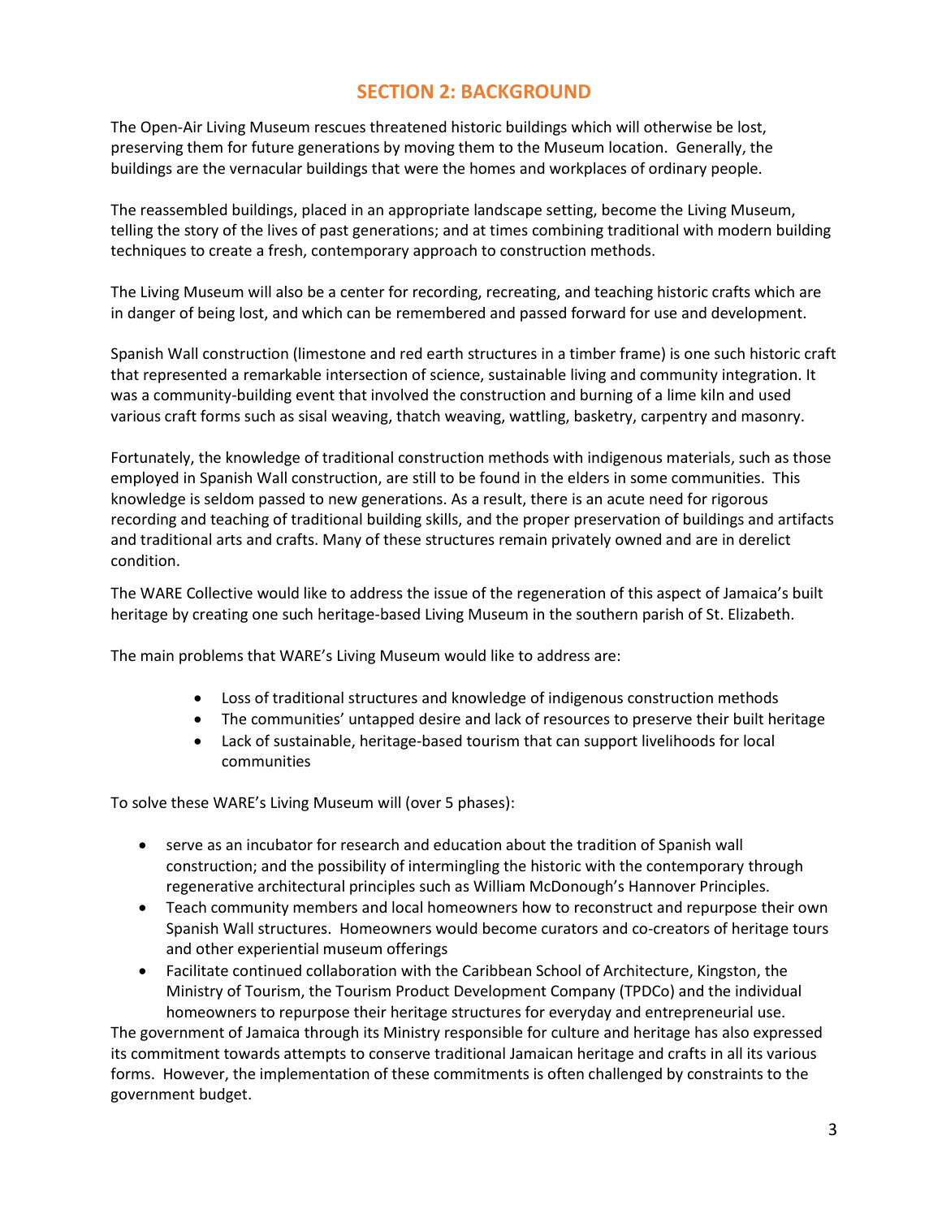# SECTION 2: BACKGROUND

The Open-Air Living Museum rescues threatened historic buildings which will otherwise be lost, preserving them for future generations by moving them to the Museum location. Generally, the buildings are the vernacular buildings that were the homes and workplaces of ordinary people.

The reassembled buildings, placed in an appropriate landscape setting, become the Living Museum, telling the story of the lives of past generations; and at times combining traditional with modern building techniques to create a fresh, contemporary approach to construction methods.

The Living Museum will also be a center for recording, recreating, and teaching historic crafts which are in danger of being lost, and which can be remembered and passed forward for use and development.

Spanish Wall construction (limestone and red earth structures in a timber frame) is one such historic craft that represented a remarkable intersection of science, sustainable living and community integration. It was a community-building event that involved the construction and burning of a lime kiln and used various craft forms such as sisal weaving, thatch weaving, wattling, basketry, carpentry and masonry.

Fortunately, the knowledge of traditional construction methods with indigenous materials, such as those employed in Spanish Wall construction, are still to be found in the elders in some communities. This knowledge is seldom passed to new generations. As a result, there is an acute need for rigorous recording and teaching of traditional building skills, and the proper preservation of buildings and artifacts and traditional arts and crafts. Many of these structures remain privately owned and are in derelict condition.

The WARE Collective would like to address the issue of the regeneration of this aspect of Jamaica's built heritage by creating one such heritage-based Living Museum in the southern parish of St. Elizabeth.

The main problems that WARE's Living Museum would like to address are:

- Loss of traditional structures and knowledge of indigenous construction methods
- The communities' untapped desire and lack of resources to preserve their built heritage
- Lack of sustainable, heritage-based tourism that can support livelihoods for local communities

To solve these WARE's Living Museum will (over 5 phases):

- serve as an incubator for research and education about the tradition of Spanish wall construction; and the possibility of intermingling the historic with the contemporary through regenerative architectural principles such as William McDonough's Hannover Principles.
- Teach community members and local homeowners how to reconstruct and repurpose their own Spanish Wall structures. Homeowners would become curators and co-creators of heritage tours and other experiential museum offerings
- Facilitate continued collaboration with the Caribbean School of Architecture, Kingston, the Ministry of Tourism, the Tourism Product Development Company (TPDCo) and the individual homeowners to repurpose their heritage structures for everyday and entrepreneurial use.

The government of Jamaica through its Ministry responsible for culture and heritage has also expressed its commitment towards attempts to conserve traditional Jamaican heritage and crafts in all its various forms. However, the implementation of these commitments is often challenged by constraints to the government budget.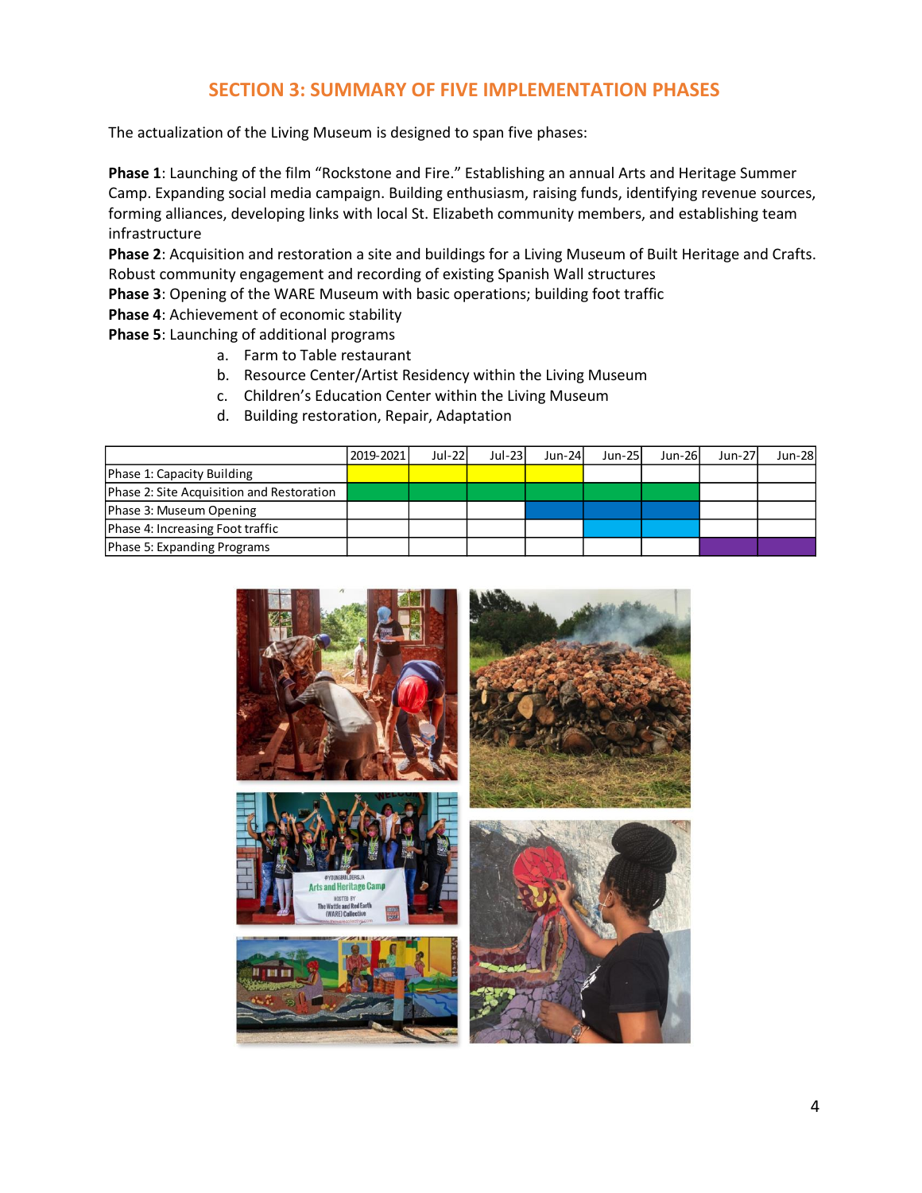## SECTION 3: SUMMARY OF FIVE IMPLEMENTATION PHASES

The actualization of the Living Museum is designed to span five phases:

**Phase 1**: Launching of the film "Rockstone and Fire." Establishing an annual Arts and Heritage Summer Camp. Expanding social media campaign. Building enthusiasm, raising funds, identifying revenue sources, forming alliances, developing links with local St. Elizabeth community members, and establishing team infrastructure

**Phase 2**: Acquisition and restoration a site and buildings for a Living Museum of Built Heritage and Crafts. Robust community engagement and recording of existing Spanish Wall structures

**Phase 3**: Opening of the WARE Museum with basic operations; building foot traffic

**Phase 4**: Achievement of economic stability

**Phase 5**: Launching of additional programs

a. Farm to Table restaurant
b. Resource Center/Artist Residency within the Living Museum
c. Children's Education Center within the Living Museum
d. Building restoration, Repair, Adaptation

| | 2019-2021 | Jul-22 | Jul-23 | Jun-24 | Jun-25 | Jun-26 | Jun-27 | Jun-28 |
|---|---|---|---|---|---|---|---|---|
| Phase 1: Capacity Building | ■ | ■ | ■ | ■ | | | | |
| Phase 2: Site Acquisition and Restoration | ■ | ■ | ■ | ■ | ■ | ■ | | |
| Phase 3: Museum Opening | | | | ■ | ■ | ■ | | |
| Phase 4: Increasing Foot traffic | | | | | ■ | ■ | | |
| Phase 5: Expanding Programs | | | | | | | ■ | ■ |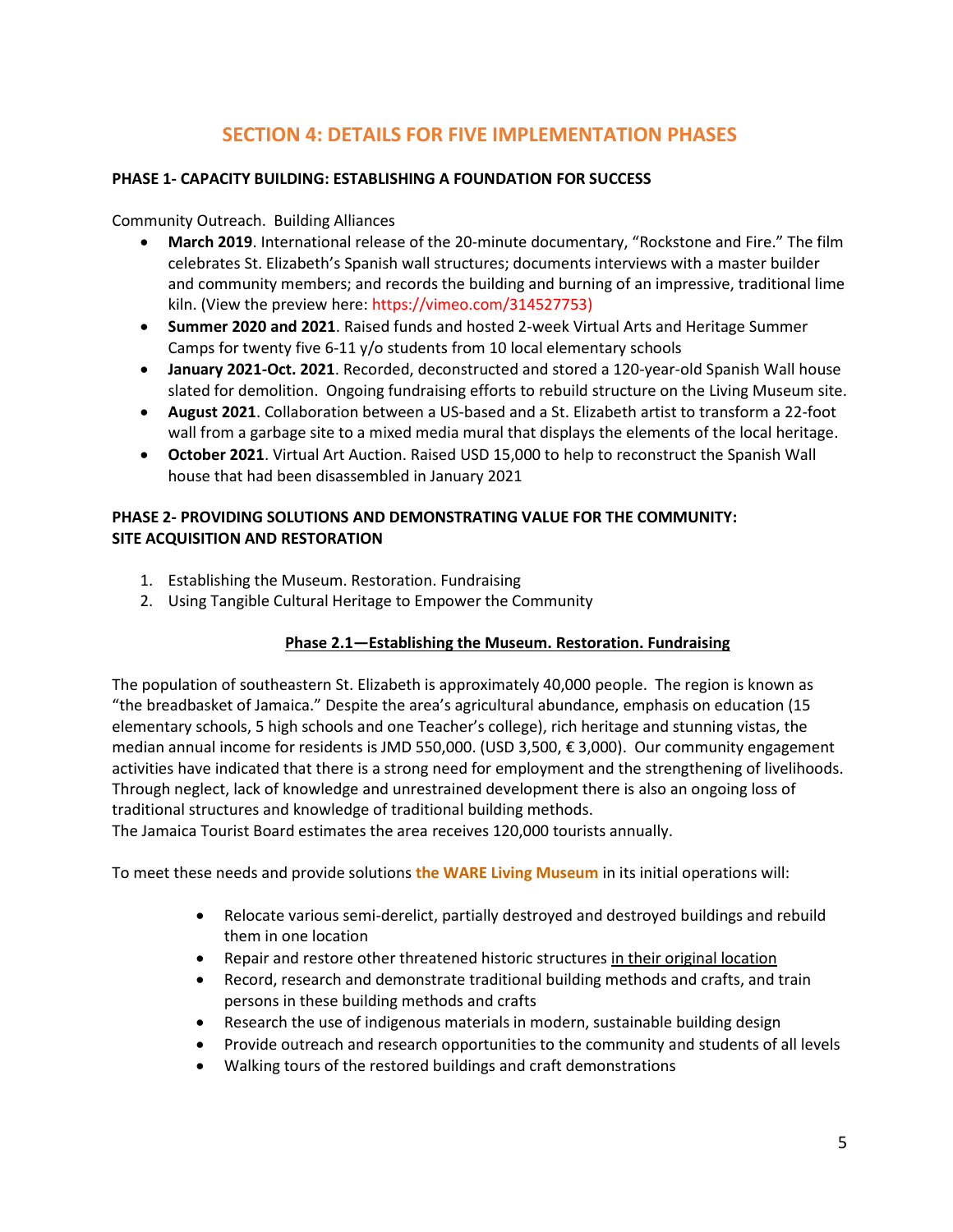## SECTION 4: DETAILS FOR FIVE IMPLEMENTATION PHASES

### PHASE 1- CAPACITY BUILDING: ESTABLISHING A FOUNDATION FOR SUCCESS

Community Outreach. Building Alliances

- **March 2019**. International release of the 20-minute documentary, "Rockstone and Fire." The film celebrates St. Elizabeth's Spanish wall structures; documents interviews with a master builder and community members; and records the building and burning of an impressive, traditional lime kiln. (View the preview here: https://vimeo.com/314527753)
- **Summer 2020 and 2021**. Raised funds and hosted 2-week Virtual Arts and Heritage Summer Camps for twenty five 6-11 y/o students from 10 local elementary schools
- **January 2021-Oct. 2021**. Recorded, deconstructed and stored a 120-year-old Spanish Wall house slated for demolition. Ongoing fundraising efforts to rebuild structure on the Living Museum site.
- **August 2021**. Collaboration between a US-based and a St. Elizabeth artist to transform a 22-foot wall from a garbage site to a mixed media mural that displays the elements of the local heritage.
- **October 2021**. Virtual Art Auction. Raised USD 15,000 to help to reconstruct the Spanish Wall house that had been disassembled in January 2021

### PHASE 2- PROVIDING SOLUTIONS AND DEMONSTRATING VALUE FOR THE COMMUNITY: SITE ACQUISITION AND RESTORATION

1. Establishing the Museum. Restoration. Fundraising
2. Using Tangible Cultural Heritage to Empower the Community

#### Phase 2.1—Establishing the Museum. Restoration. Fundraising

The population of southeastern St. Elizabeth is approximately 40,000 people. The region is known as "the breadbasket of Jamaica." Despite the area's agricultural abundance, emphasis on education (15 elementary schools, 5 high schools and one Teacher's college), rich heritage and stunning vistas, the median annual income for residents is JMD 550,000. (USD 3,500, € 3,000). Our community engagement activities have indicated that there is a strong need for employment and the strengthening of livelihoods. Through neglect, lack of knowledge and unrestrained development there is also an ongoing loss of traditional structures and knowledge of traditional building methods.
The Jamaica Tourist Board estimates the area receives 120,000 tourists annually.

To meet these needs and provide solutions **the WARE Living Museum** in its initial operations will:

- Relocate various semi-derelict, partially destroyed and destroyed buildings and rebuild them in one location
- Repair and restore other threatened historic structures in their original location
- Record, research and demonstrate traditional building methods and crafts, and train persons in these building methods and crafts
- Research the use of indigenous materials in modern, sustainable building design
- Provide outreach and research opportunities to the community and students of all levels
- Walking tours of the restored buildings and craft demonstrations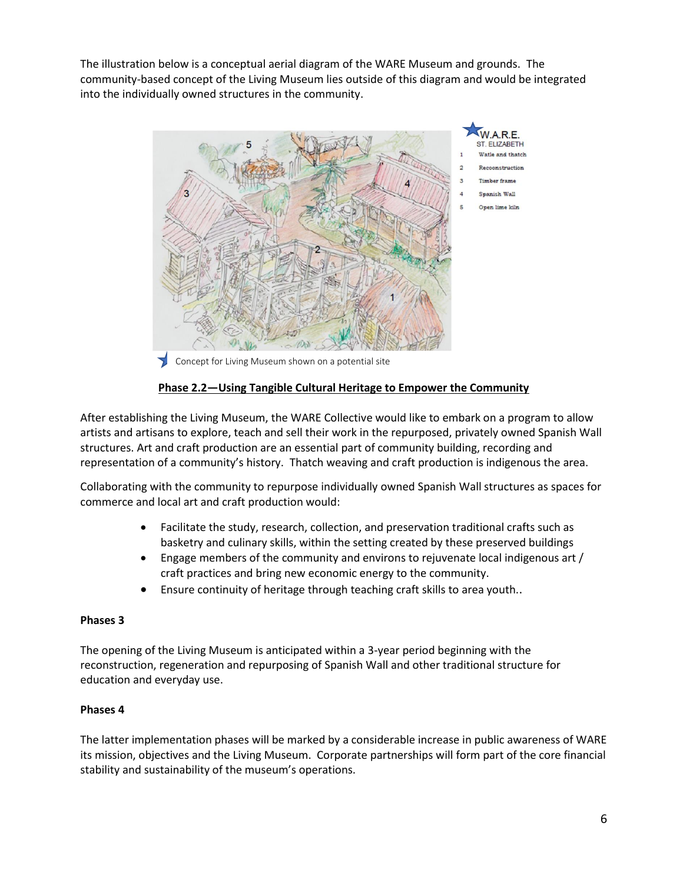The illustration below is a conceptual aerial diagram of the WARE Museum and grounds. The community-based concept of the Living Museum lies outside of this diagram and would be integrated into the individually owned structures in the community.

W.A.R.E.
ST. ELIZABETH

1 Watle and thatch
2 Recoonstruction
3 Timber frame
4 Spanish Wall
5 Open lime kiln

Concept for Living Museum shown on a potential site

**Phase 2.2—Using Tangible Cultural Heritage to Empower the Community**

After establishing the Living Museum, the WARE Collective would like to embark on a program to allow artists and artisans to explore, teach and sell their work in the repurposed, privately owned Spanish Wall structures. Art and craft production are an essential part of community building, recording and representation of a community's history. Thatch weaving and craft production is indigenous the area.

Collaborating with the community to repurpose individually owned Spanish Wall structures as spaces for commerce and local art and craft production would:

- Facilitate the study, research, collection, and preservation traditional crafts such as basketry and culinary skills, within the setting created by these preserved buildings
- Engage members of the community and environs to rejuvenate local indigenous art / craft practices and bring new economic energy to the community.
- Ensure continuity of heritage through teaching craft skills to area youth..

**Phases 3**

The opening of the Living Museum is anticipated within a 3-year period beginning with the reconstruction, regeneration and repurposing of Spanish Wall and other traditional structure for education and everyday use.

**Phases 4**

The latter implementation phases will be marked by a considerable increase in public awareness of WARE its mission, objectives and the Living Museum. Corporate partnerships will form part of the core financial stability and sustainability of the museum's operations.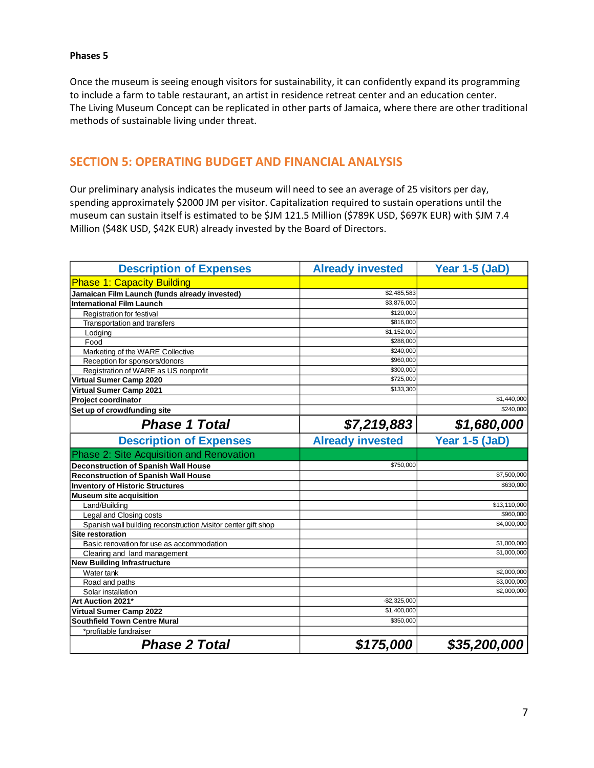**Phases 5**

Once the museum is seeing enough visitors for sustainability, it can confidently expand its programming to include a farm to table restaurant, an artist in residence retreat center and an education center. The Living Museum Concept can be replicated in other parts of Jamaica, where there are other traditional methods of sustainable living under threat.

## SECTION 5: OPERATING BUDGET AND FINANCIAL ANALYSIS

Our preliminary analysis indicates the museum will need to see an average of 25 visitors per day, spending approximately $2000 JM per visitor. Capitalization required to sustain operations until the museum can sustain itself is estimated to be $JM 121.5 Million ($789K USD, $697K EUR) with $JM 7.4 Million ($48K USD, $42K EUR) already invested by the Board of Directors.

| Description of Expenses | Already invested | Year 1-5 (JaD) |
|---|---|---|
| Phase 1: Capacity Building | | |
| **Jamaican Film Launch (funds already invested)** | $2,485,583 | |
| **International Film Launch** | $3,876,000 | |
| Registration for festival | $120,000 | |
| Transportation and transfers | $816,000 | |
| Lodging | $1,152,000 | |
| Food | $288,000 | |
| Marketing of the WARE Collective | $240,000 | |
| Reception for sponsors/donors | $960,000 | |
| Registration of WARE as US nonprofit | $300,000 | |
| **Virtual Sumer Camp 2020** | $725,000 | |
| **Virtual Sumer Camp 2021** | $133,300 | |
| **Project coordinator** | | $1,440,000 |
| **Set up of crowdfunding site** | | $240,000 |
| ***Phase 1 Total*** | ***$7,219,883*** | ***$1,680,000*** |
| **Description of Expenses** | **Already invested** | **Year 1-5 (JaD)** |
| Phase 2: Site Acquisition and Renovation | | |
| **Deconstruction of Spanish Wall House** | $750,000 | |
| **Reconstruction of Spanish Wall House** | | $7,500,000 |
| **Inventory of Historic Structures** | | $630,000 |
| **Museum site acquisition** | | |
| Land/Building | | $13,110,000 |
| Legal and Closing costs | | $960,000 |
| Spanish wall building reconstruction /visitor center gift shop | | $4,000,000 |
| **Site restoration** | | |
| Basic renovation for use as accommodation | | $1,000,000 |
| Clearing and land management | | $1,000,000 |
| **New Building Infrastructure** | | |
| Water tank | | $2,000,000 |
| Road and paths | | $3,000,000 |
| Solar installation | | $2,000,000 |
| **Art Auction 2021*** | -$2,325,000 | |
| **Virtual Sumer Camp 2022** | $1,400,000 | |
| **Southfield Town Centre Mural** | $350,000 | |
| *profitable fundraiser | | |
| ***Phase 2 Total*** | ***$175,000*** | ***$35,200,000*** |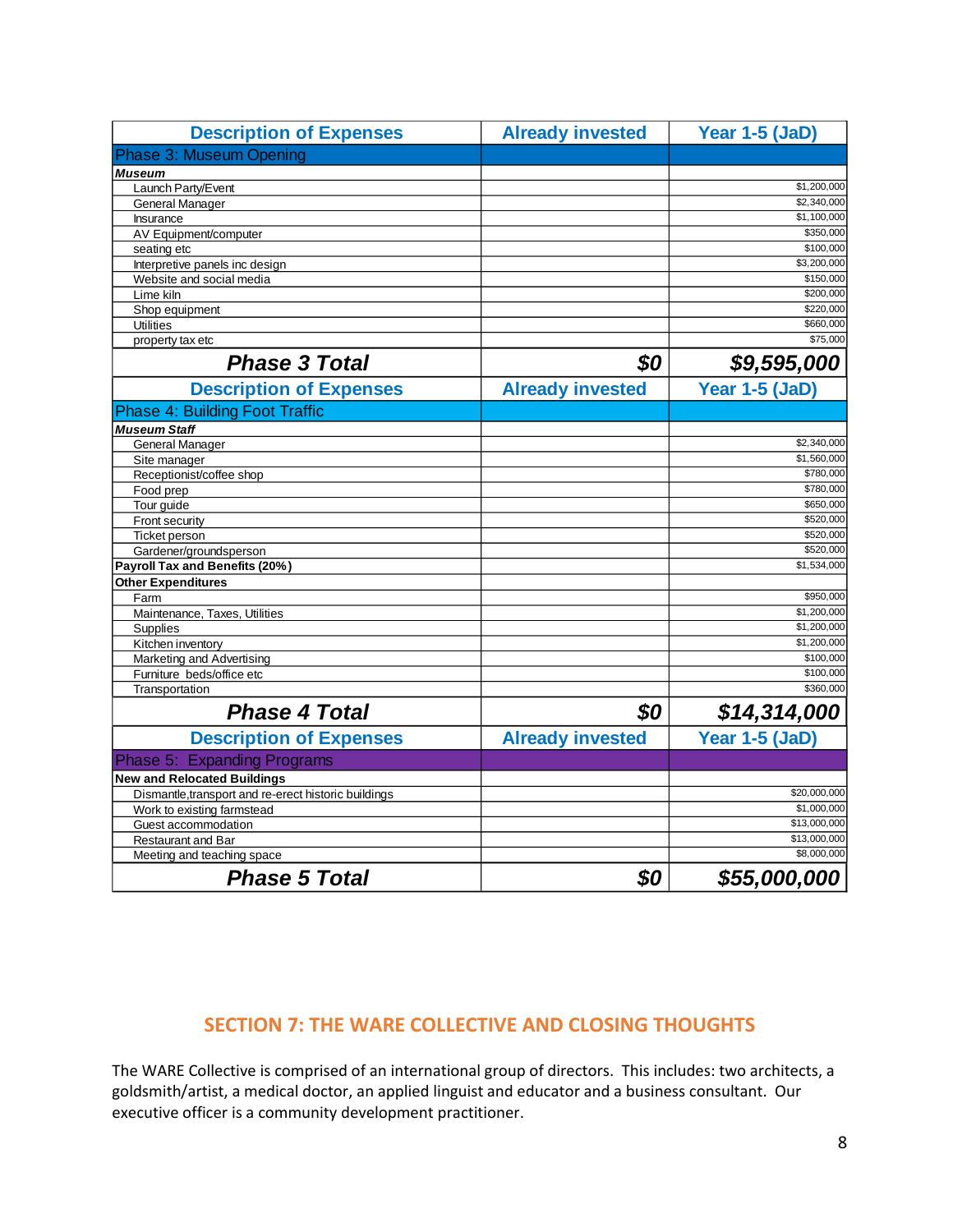| Description of Expenses | Already invested | Year 1-5 (JaD) |
|---|---|---|
| Phase 3: Museum Opening | | |
| ***Museum*** | | |
| Launch Party/Event | | $1,200,000 |
| General Manager | | $2,340,000 |
| Insurance | | $1,100,000 |
| AV Equipment/computer | | $350,000 |
| seating etc | | $100,000 |
| Interpretive panels inc design | | $3,200,000 |
| Website and social media | | $150,000 |
| Lime kiln | | $200,000 |
| Shop equipment | | $220,000 |
| Utilities | | $660,000 |
| property tax etc | | $75,000 |
| ***Phase 3 Total*** | ***$0*** | ***$9,595,000*** |
| **Description of Expenses** | **Already invested** | **Year 1-5 (JaD)** |
| Phase 4: Building Foot Traffic | | |
| ***Museum Staff*** | | |
| General Manager | | $2,340,000 |
| Site manager | | $1,560,000 |
| Receptionist/coffee shop | | $780,000 |
| Food prep | | $780,000 |
| Tour guide | | $650,000 |
| Front security | | $520,000 |
| Ticket person | | $520,000 |
| Gardener/groundsperson | | $520,000 |
| **Payroll Tax and Benefits (20%)** | | $1,534,000 |
| **Other Expenditures** | | |
| Farm | | $950,000 |
| Maintenance, Taxes, Utilities | | $1,200,000 |
| Supplies | | $1,200,000 |
| Kitchen inventory | | $1,200,000 |
| Marketing and Advertising | | $100,000 |
| Furniture beds/office etc | | $100,000 |
| Transportation | | $360,000 |
| ***Phase 4 Total*** | ***$0*** | ***$14,314,000*** |
| **Description of Expenses** | **Already invested** | **Year 1-5 (JaD)** |
| Phase 5: Expanding Programs | | |
| **New and Relocated Buildings** | | |
| Dismantle,transport and re-erect historic buildings | | $20,000,000 |
| Work to existing farmstead | | $1,000,000 |
| Guest accommodation | | $13,000,000 |
| Restaurant and Bar | | $13,000,000 |
| Meeting and teaching space | | $8,000,000 |
| ***Phase 5 Total*** | ***$0*** | ***$55,000,000*** |

## SECTION 7: THE WARE COLLECTIVE AND CLOSING THOUGHTS

The WARE Collective is comprised of an international group of directors. This includes: two architects, a goldsmith/artist, a medical doctor, an applied linguist and educator and a business consultant. Our executive officer is a community development practitioner.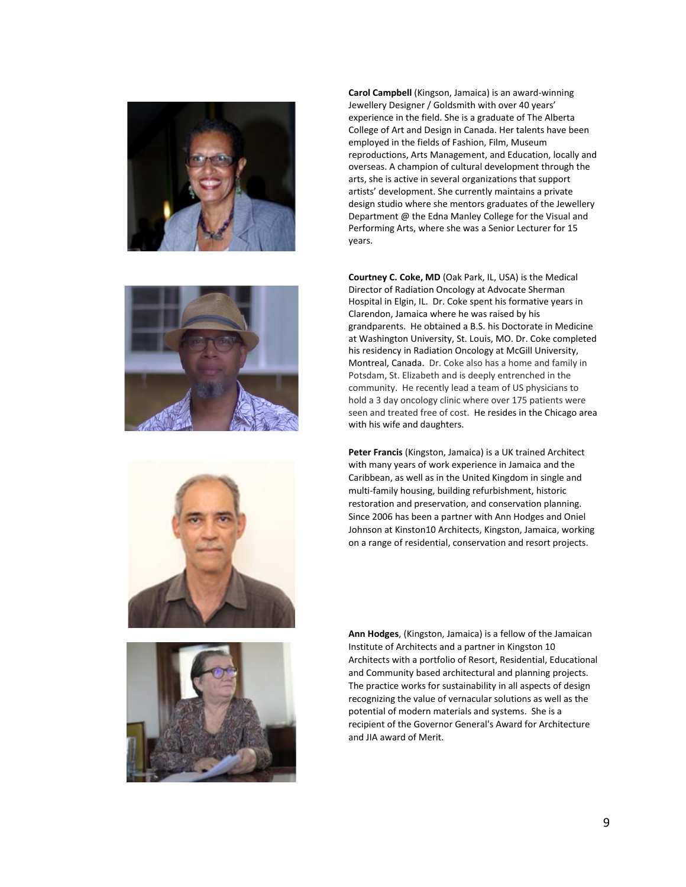**Carol Campbell** (Kingson, Jamaica) is an award-winning Jewellery Designer / Goldsmith with over 40 years' experience in the field. She is a graduate of The Alberta College of Art and Design in Canada. Her talents have been employed in the fields of Fashion, Film, Museum reproductions, Arts Management, and Education, locally and overseas. A champion of cultural development through the arts, she is active in several organizations that support artists' development. She currently maintains a private design studio where she mentors graduates of the Jewellery Department @ the Edna Manley College for the Visual and Performing Arts, where she was a Senior Lecturer for 15 years.

**Courtney C. Coke, MD** (Oak Park, IL, USA) is the Medical Director of Radiation Oncology at Advocate Sherman Hospital in Elgin, IL. Dr. Coke spent his formative years in Clarendon, Jamaica where he was raised by his grandparents. He obtained a B.S. his Doctorate in Medicine at Washington University, St. Louis, MO. Dr. Coke completed his residency in Radiation Oncology at McGill University, Montreal, Canada. Dr. Coke also has a home and family in Potsdam, St. Elizabeth and is deeply entrenched in the community. He recently lead a team of US physicians to hold a 3 day oncology clinic where over 175 patients were seen and treated free of cost. He resides in the Chicago area with his wife and daughters.

**Peter Francis** (Kingston, Jamaica) is a UK trained Architect with many years of work experience in Jamaica and the Caribbean, as well as in the United Kingdom in single and multi-family housing, building refurbishment, historic restoration and preservation, and conservation planning. Since 2006 has been a partner with Ann Hodges and Oniel Johnson at Kinston10 Architects, Kingston, Jamaica, working on a range of residential, conservation and resort projects.

**Ann Hodges**, (Kingston, Jamaica) is a fellow of the Jamaican Institute of Architects and a partner in Kingston 10 Architects with a portfolio of Resort, Residential, Educational and Community based architectural and planning projects. The practice works for sustainability in all aspects of design recognizing the value of vernacular solutions as well as the potential of modern materials and systems. She is a recipient of the Governor General's Award for Architecture and JIA award of Merit.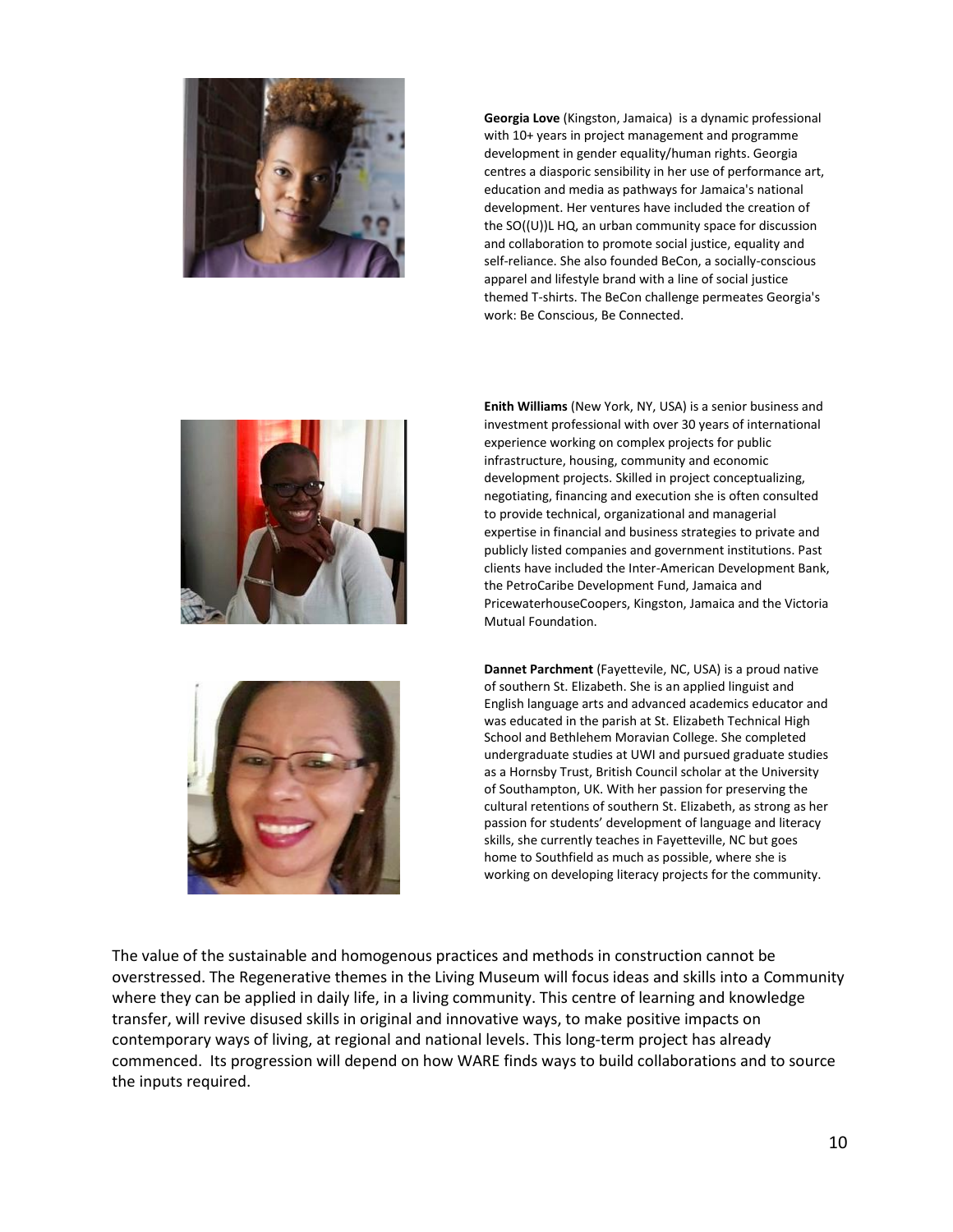**Georgia Love** (Kingston, Jamaica) is a dynamic professional with 10+ years in project management and programme development in gender equality/human rights. Georgia centres a diasporic sensibility in her use of performance art, education and media as pathways for Jamaica's national development. Her ventures have included the creation of the SO((U))L HQ, an urban community space for discussion and collaboration to promote social justice, equality and self-reliance. She also founded BeCon, a socially-conscious apparel and lifestyle brand with a line of social justice themed T-shirts. The BeCon challenge permeates Georgia's work: Be Conscious, Be Connected.

**Enith Williams** (New York, NY, USA) is a senior business and investment professional with over 30 years of international experience working on complex projects for public infrastructure, housing, community and economic development projects. Skilled in project conceptualizing, negotiating, financing and execution she is often consulted to provide technical, organizational and managerial expertise in financial and business strategies to private and publicly listed companies and government institutions. Past clients have included the Inter-American Development Bank, the PetroCaribe Development Fund, Jamaica and PricewaterhouseCoopers, Kingston, Jamaica and the Victoria Mutual Foundation.

**Dannet Parchment** (Fayettevile, NC, USA) is a proud native of southern St. Elizabeth. She is an applied linguist and English language arts and advanced academics educator and was educated in the parish at St. Elizabeth Technical High School and Bethlehem Moravian College. She completed undergraduate studies at UWI and pursued graduate studies as a Hornsby Trust, British Council scholar at the University of Southampton, UK. With her passion for preserving the cultural retentions of southern St. Elizabeth, as strong as her passion for students' development of language and literacy skills, she currently teaches in Fayetteville, NC but goes home to Southfield as much as possible, where she is working on developing literacy projects for the community.

The value of the sustainable and homogenous practices and methods in construction cannot be overstressed. The Regenerative themes in the Living Museum will focus ideas and skills into a Community where they can be applied in daily life, in a living community. This centre of learning and knowledge transfer, will revive disused skills in original and innovative ways, to make positive impacts on contemporary ways of living, at regional and national levels. This long-term project has already commenced. Its progression will depend on how WARE finds ways to build collaborations and to source the inputs required.